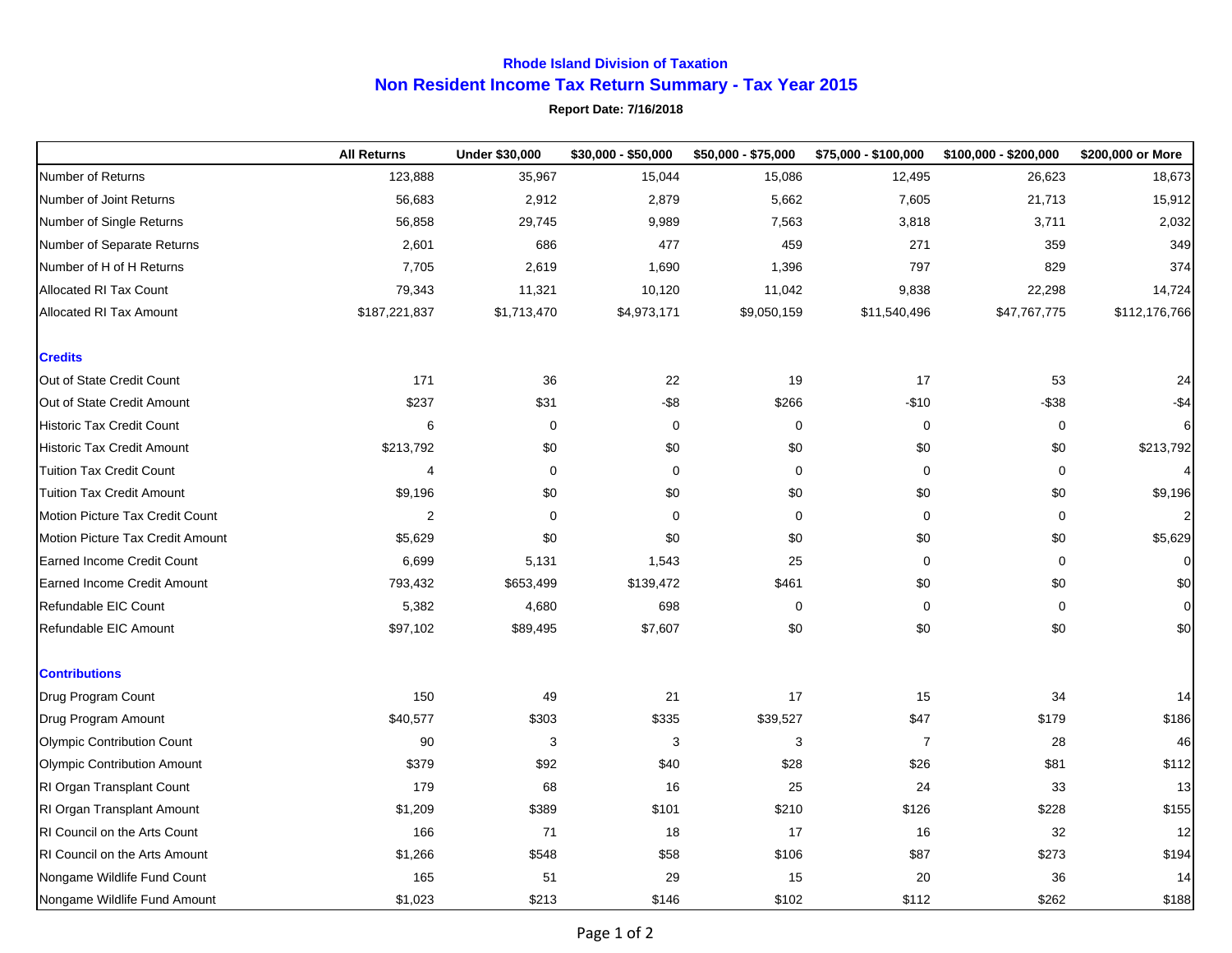**Rhode Island Division of Taxation**

# Non Resident Income Tax Return Summary - Tax Year 2015

**Report Date: 7/16/2018**

| | All Returns | Under $30,000 | $30,000 - $50,000 | $50,000 - $75,000 | $75,000 - $100,000 | $100,000 - $200,000 | $200,000 or More |
|---|---|---|---|---|---|---|---|
| Number of Returns | 123,888 | 35,967 | 15,044 | 15,086 | 12,495 | 26,623 | 18,673 |
| Number of Joint Returns | 56,683 | 2,912 | 2,879 | 5,662 | 7,605 | 21,713 | 15,912 |
| Number of Single Returns | 56,858 | 29,745 | 9,989 | 7,563 | 3,818 | 3,711 | 2,032 |
| Number of Separate Returns | 2,601 | 686 | 477 | 459 | 271 | 359 | 349 |
| Number of H of H Returns | 7,705 | 2,619 | 1,690 | 1,396 | 797 | 829 | 374 |
| Allocated RI Tax Count | 79,343 | 11,321 | 10,120 | 11,042 | 9,838 | 22,298 | 14,724 |
| Allocated RI Tax Amount | $187,221,837 | $1,713,470 | $4,973,171 | $9,050,159 | $11,540,496 | $47,767,775 | $112,176,766 |
| **Credits** | | | | | | | |
| Out of State Credit Count | 171 | 36 | 22 | 19 | 17 | 53 | 24 |
| Out of State Credit Amount | $237 | $31 | -$8 | $266 | -$10 | -$38 | -$4 |
| Historic Tax Credit Count | 6 | 0 | 0 | 0 | 0 | 0 | 6 |
| Historic Tax Credit Amount | $213,792 | $0 | $0 | $0 | $0 | $0 | $213,792 |
| Tuition Tax Credit Count | 4 | 0 | 0 | 0 | 0 | 0 | 4 |
| Tuition Tax Credit Amount | $9,196 | $0 | $0 | $0 | $0 | $0 | $9,196 |
| Motion Picture Tax Credit Count | 2 | 0 | 0 | 0 | 0 | 0 | 2 |
| Motion Picture Tax Credit Amount | $5,629 | $0 | $0 | $0 | $0 | $0 | $5,629 |
| Earned Income Credit Count | 6,699 | 5,131 | 1,543 | 25 | 0 | 0 | 0 |
| Earned Income Credit Amount | 793,432 | $653,499 | $139,472 | $461 | $0 | $0 | $0 |
| Refundable EIC Count | 5,382 | 4,680 | 698 | 0 | 0 | 0 | 0 |
| Refundable EIC Amount | $97,102 | $89,495 | $7,607 | $0 | $0 | $0 | $0 |
| **Contributions** | | | | | | | |
| Drug Program Count | 150 | 49 | 21 | 17 | 15 | 34 | 14 |
| Drug Program Amount | $40,577 | $303 | $335 | $39,527 | $47 | $179 | $186 |
| Olympic Contribution Count | 90 | 3 | 3 | 3 | 7 | 28 | 46 |
| Olympic Contribution Amount | $379 | $92 | $40 | $28 | $26 | $81 | $112 |
| RI Organ Transplant Count | 179 | 68 | 16 | 25 | 24 | 33 | 13 |
| RI Organ Transplant Amount | $1,209 | $389 | $101 | $210 | $126 | $228 | $155 |
| RI Council on the Arts Count | 166 | 71 | 18 | 17 | 16 | 32 | 12 |
| RI Council on the Arts Amount | $1,266 | $548 | $58 | $106 | $87 | $273 | $194 |
| Nongame Wildlife Fund Count | 165 | 51 | 29 | 15 | 20 | 36 | 14 |
| Nongame Wildlife Fund Amount | $1,023 | $213 | $146 | $102 | $112 | $262 | $188 |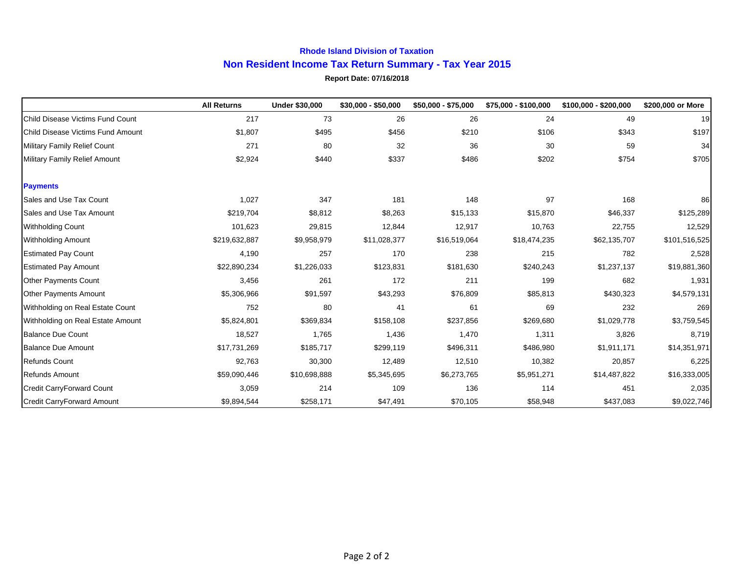**Rhode Island Division of Taxation**

## Non Resident Income Tax Return Summary - Tax Year 2015

**Report Date: 07/16/2018**

| | All Returns | Under $30,000 | $30,000 - $50,000 | $50,000 - $75,000 | $75,000 - $100,000 | $100,000 - $200,000 | $200,000 or More |
|---|---|---|---|---|---|---|---|
| Child Disease Victims Fund Count | 217 | 73 | 26 | 26 | 24 | 49 | 19 |
| Child Disease Victims Fund Amount | $1,807 | $495 | $456 | $210 | $106 | $343 | $197 |
| Military Family Relief Count | 271 | 80 | 32 | 36 | 30 | 59 | 34 |
| Military Family Relief Amount | $2,924 | $440 | $337 | $486 | $202 | $754 | $705 |
| **Payments** | | | | | | | |
| Sales and Use Tax Count | 1,027 | 347 | 181 | 148 | 97 | 168 | 86 |
| Sales and Use Tax Amount | $219,704 | $8,812 | $8,263 | $15,133 | $15,870 | $46,337 | $125,289 |
| Withholding Count | 101,623 | 29,815 | 12,844 | 12,917 | 10,763 | 22,755 | 12,529 |
| Withholding Amount | $219,632,887 | $9,958,979 | $11,028,377 | $16,519,064 | $18,474,235 | $62,135,707 | $101,516,525 |
| Estimated Pay Count | 4,190 | 257 | 170 | 238 | 215 | 782 | 2,528 |
| Estimated Pay Amount | $22,890,234 | $1,226,033 | $123,831 | $181,630 | $240,243 | $1,237,137 | $19,881,360 |
| Other Payments Count | 3,456 | 261 | 172 | 211 | 199 | 682 | 1,931 |
| Other Payments Amount | $5,306,966 | $91,597 | $43,293 | $76,809 | $85,813 | $430,323 | $4,579,131 |
| Withholding on Real Estate Count | 752 | 80 | 41 | 61 | 69 | 232 | 269 |
| Withholding on Real Estate Amount | $5,824,801 | $369,834 | $158,108 | $237,856 | $269,680 | $1,029,778 | $3,759,545 |
| Balance Due Count | 18,527 | 1,765 | 1,436 | 1,470 | 1,311 | 3,826 | 8,719 |
| Balance Due Amount | $17,731,269 | $185,717 | $299,119 | $496,311 | $486,980 | $1,911,171 | $14,351,971 |
| Refunds Count | 92,763 | 30,300 | 12,489 | 12,510 | 10,382 | 20,857 | 6,225 |
| Refunds Amount | $59,090,446 | $10,698,888 | $5,345,695 | $6,273,765 | $5,951,271 | $14,487,822 | $16,333,005 |
| Credit CarryForward Count | 3,059 | 214 | 109 | 136 | 114 | 451 | 2,035 |
| Credit CarryForward Amount | $9,894,544 | $258,171 | $47,491 | $70,105 | $58,948 | $437,083 | $9,022,746 |